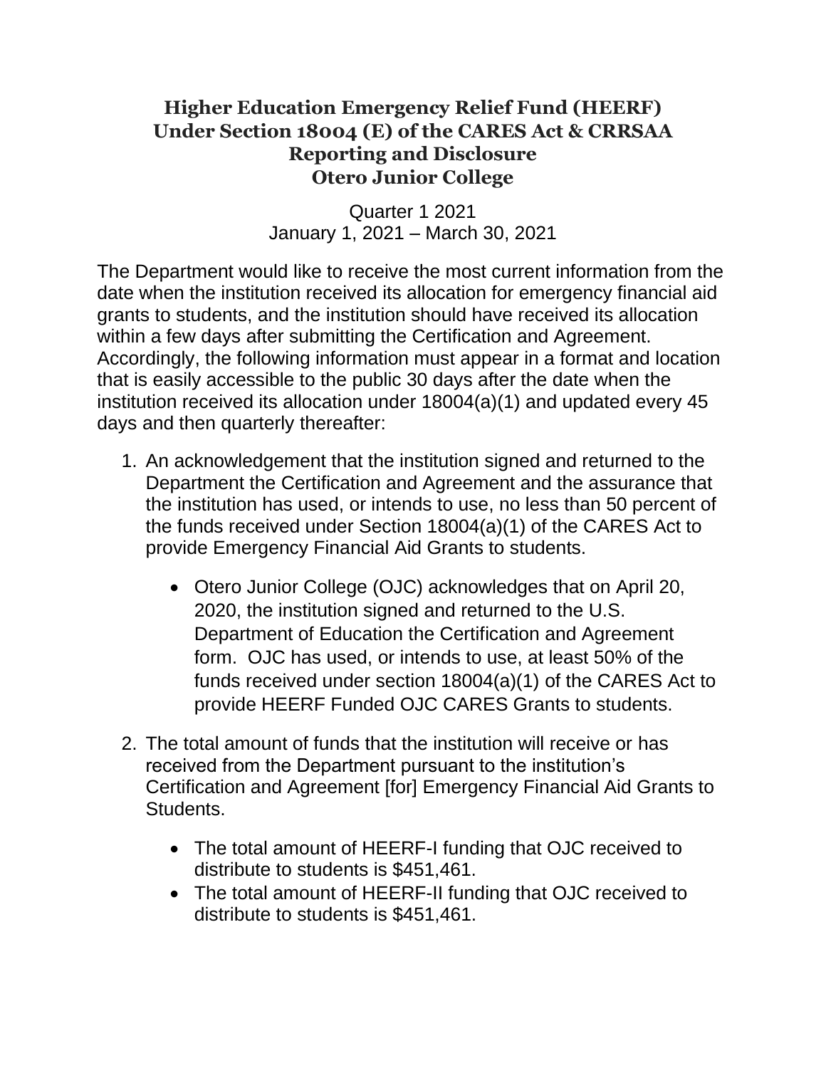# Higher Education Emergency Relief Fund (HEERF) Under Section 18004 (E) of the CARES Act & CRRSAA Reporting and Disclosure Otero Junior College

Quarter 1 2021
January 1, 2021 – March 30, 2021

The Department would like to receive the most current information from the date when the institution received its allocation for emergency financial aid grants to students, and the institution should have received its allocation within a few days after submitting the Certification and Agreement. Accordingly, the following information must appear in a format and location that is easily accessible to the public 30 days after the date when the institution received its allocation under 18004(a)(1) and updated every 45 days and then quarterly thereafter:

1. An acknowledgement that the institution signed and returned to the Department the Certification and Agreement and the assurance that the institution has used, or intends to use, no less than 50 percent of the funds received under Section 18004(a)(1) of the CARES Act to provide Emergency Financial Aid Grants to students.

    - Otero Junior College (OJC) acknowledges that on April 20, 2020, the institution signed and returned to the U.S. Department of Education the Certification and Agreement form. OJC has used, or intends to use, at least 50% of the funds received under section 18004(a)(1) of the CARES Act to provide HEERF Funded OJC CARES Grants to students.

2. The total amount of funds that the institution will receive or has received from the Department pursuant to the institution's Certification and Agreement [for] Emergency Financial Aid Grants to Students.

    - The total amount of HEERF-I funding that OJC received to distribute to students is $451,461.
    - The total amount of HEERF-II funding that OJC received to distribute to students is $451,461.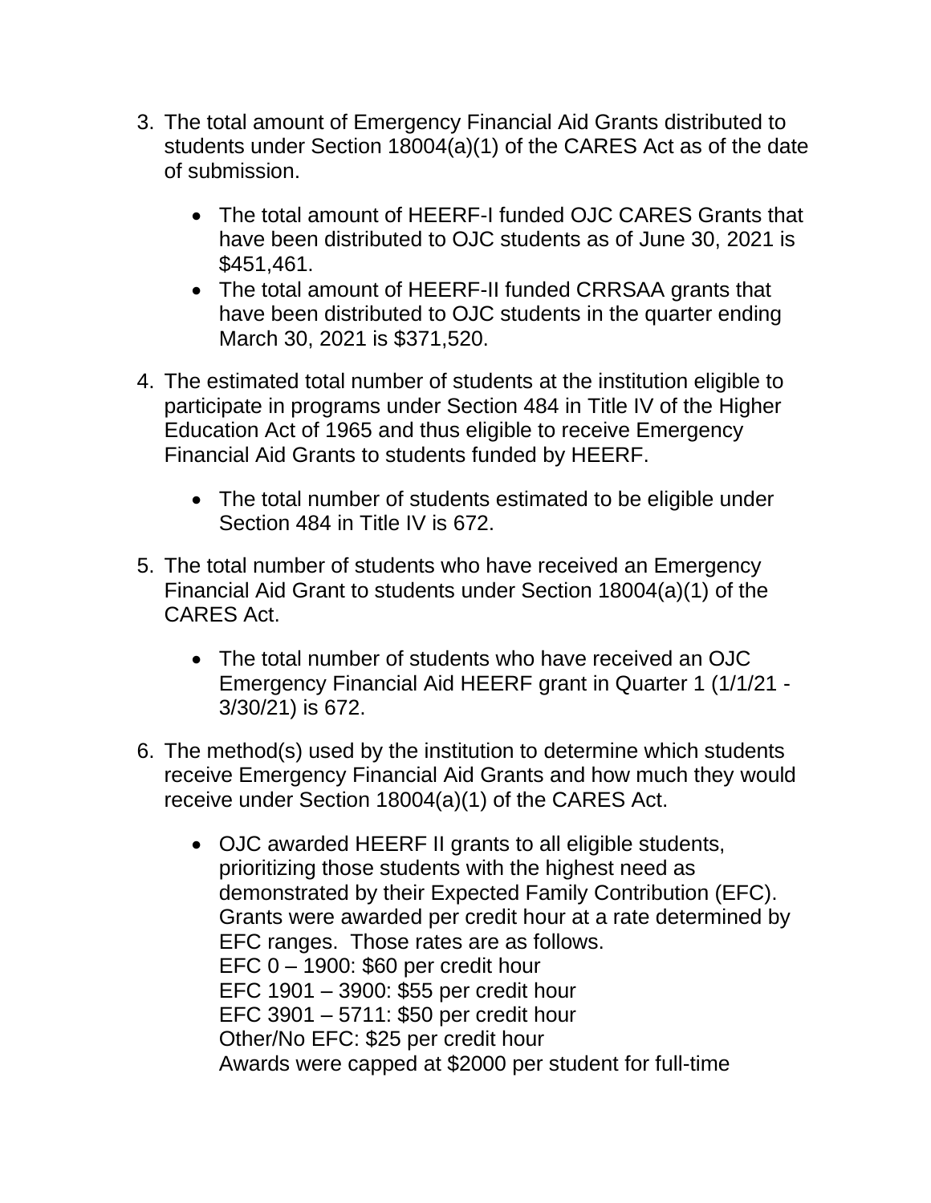3. The total amount of Emergency Financial Aid Grants distributed to students under Section 18004(a)(1) of the CARES Act as of the date of submission.

    - The total amount of HEERF-I funded OJC CARES Grants that have been distributed to OJC students as of June 30, 2021 is $451,461.
    - The total amount of HEERF-II funded CRRSAA grants that have been distributed to OJC students in the quarter ending March 30, 2021 is $371,520.

4. The estimated total number of students at the institution eligible to participate in programs under Section 484 in Title IV of the Higher Education Act of 1965 and thus eligible to receive Emergency Financial Aid Grants to students funded by HEERF.

    - The total number of students estimated to be eligible under Section 484 in Title IV is 672.

5. The total number of students who have received an Emergency Financial Aid Grant to students under Section 18004(a)(1) of the CARES Act.

    - The total number of students who have received an OJC Emergency Financial Aid HEERF grant in Quarter 1 (1/1/21 - 3/30/21) is 672.

6. The method(s) used by the institution to determine which students receive Emergency Financial Aid Grants and how much they would receive under Section 18004(a)(1) of the CARES Act.

    - OJC awarded HEERF II grants to all eligible students, prioritizing those students with the highest need as demonstrated by their Expected Family Contribution (EFC). Grants were awarded per credit hour at a rate determined by EFC ranges. Those rates are as follows.
      EFC 0 – 1900: $60 per credit hour
      EFC 1901 – 3900: $55 per credit hour
      EFC 3901 – 5711: $50 per credit hour
      Other/No EFC: $25 per credit hour
      Awards were capped at $2000 per student for full-time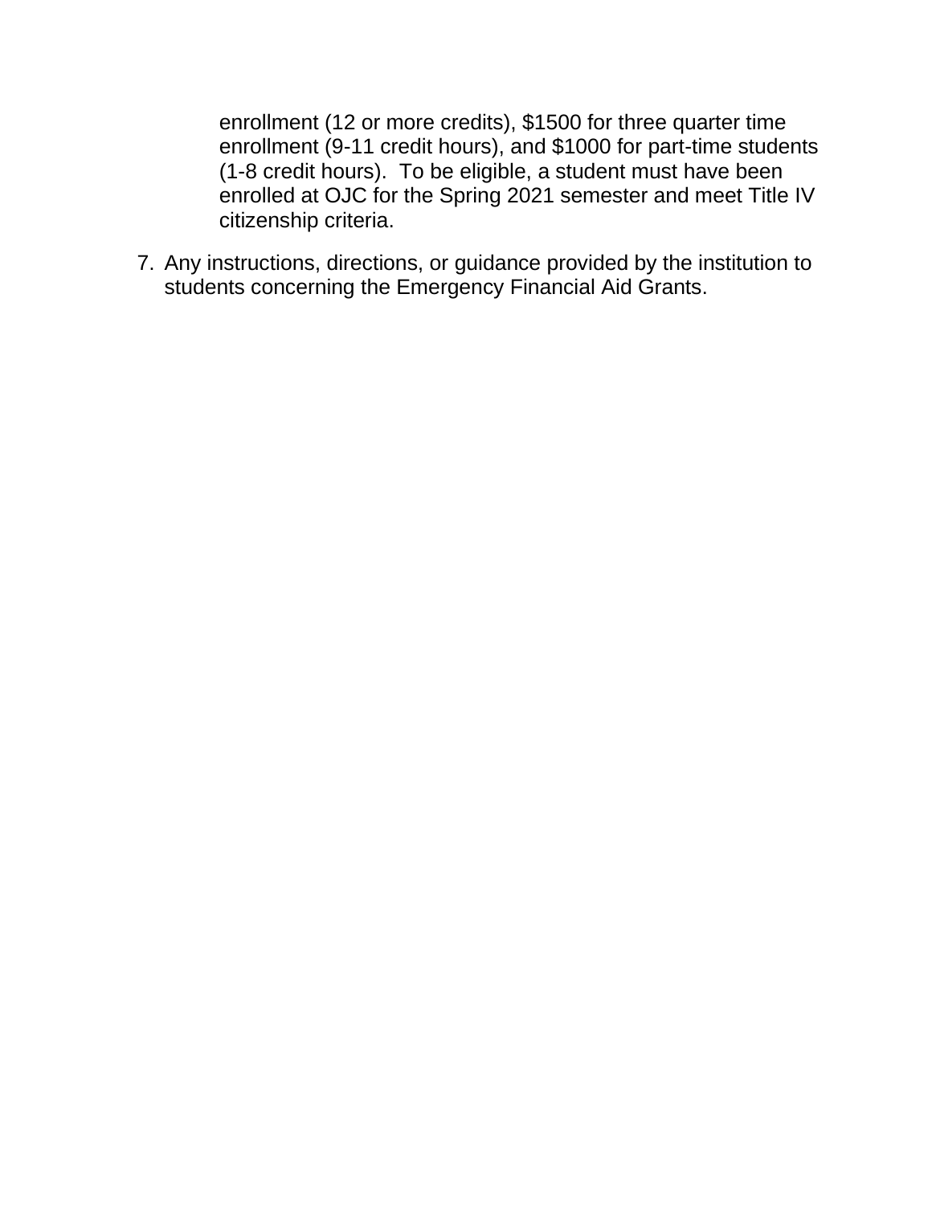enrollment (12 or more credits), $1500 for three quarter time enrollment (9-11 credit hours), and $1000 for part-time students (1-8 credit hours). To be eligible, a student must have been enrolled at OJC for the Spring 2021 semester and meet Title IV citizenship criteria.

7. Any instructions, directions, or guidance provided by the institution to students concerning the Emergency Financial Aid Grants.